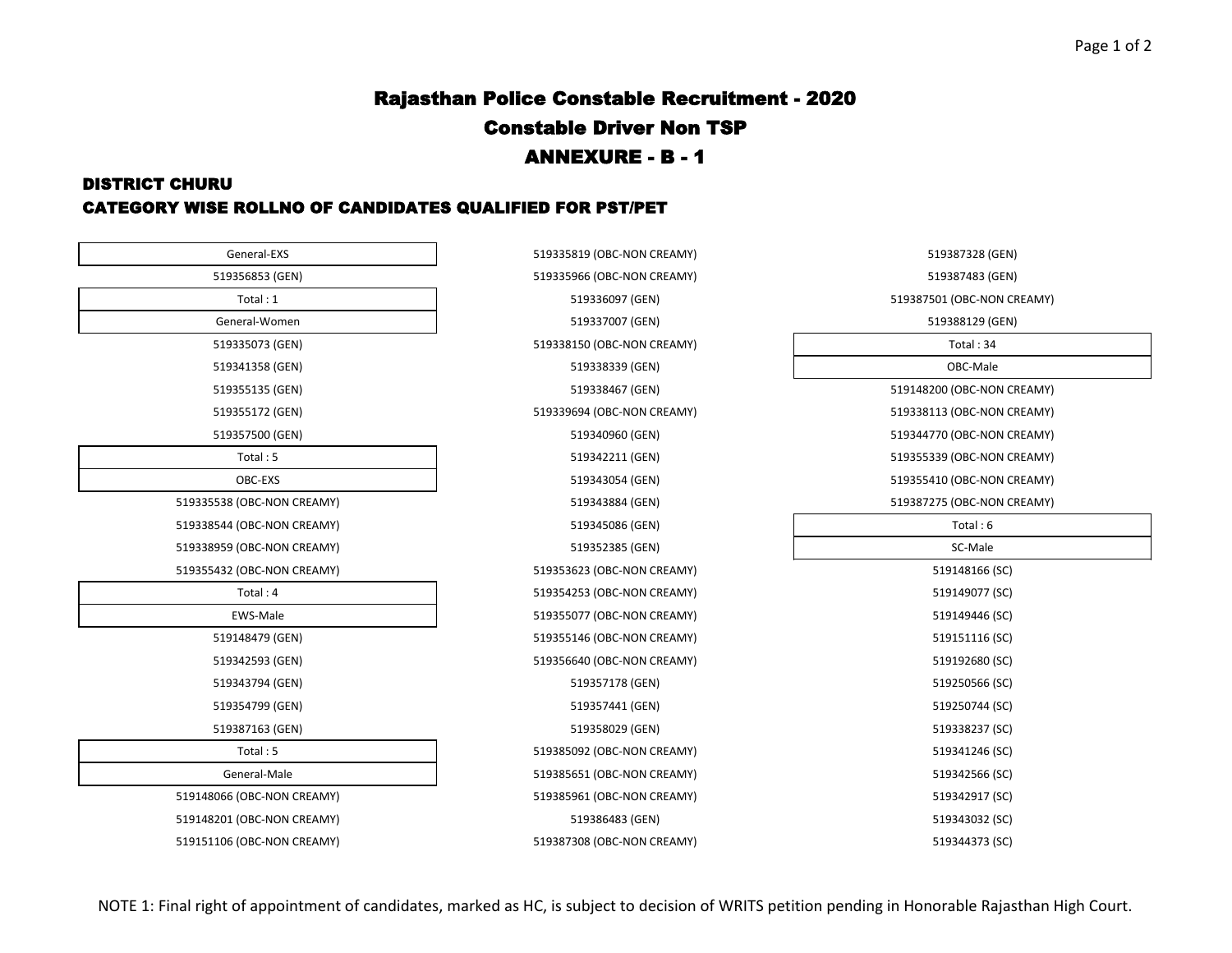# Rajasthan Police Constable Recruitment - 2020

## Constable Driver Non TSP

## ANNEXURE - B - 1

### DISTRICT CHURU

### CATEGORY WISE ROLLNO OF CANDIDATES QUALIFIED FOR PST/PET

**General-EXS**

519356853 (GEN)

Total : 1

**General-Women**

519335073 (GEN)
519341358 (GEN)
519355135 (GEN)
519355172 (GEN)
519357500 (GEN)

Total : 5

**OBC-EXS**

519335538 (OBC-NON CREAMY)
519338544 (OBC-NON CREAMY)
519338959 (OBC-NON CREAMY)
519355432 (OBC-NON CREAMY)

Total : 4

**EWS-Male**

519148479 (GEN)
519342593 (GEN)
519343794 (GEN)
519354799 (GEN)
519387163 (GEN)

Total : 5

**General-Male**

519148066 (OBC-NON CREAMY)
519148201 (OBC-NON CREAMY)
519151106 (OBC-NON CREAMY)
519335819 (OBC-NON CREAMY)
519335966 (OBC-NON CREAMY)
519336097 (GEN)
519337007 (GEN)
519338150 (OBC-NON CREAMY)
519338339 (GEN)
519338467 (GEN)
519339694 (OBC-NON CREAMY)
519340960 (GEN)
519342211 (GEN)
519343054 (GEN)
519343884 (GEN)
519345086 (GEN)
519352385 (GEN)
519353623 (OBC-NON CREAMY)
519354253 (OBC-NON CREAMY)
519355077 (OBC-NON CREAMY)
519355146 (OBC-NON CREAMY)
519356640 (OBC-NON CREAMY)
519357178 (GEN)
519357441 (GEN)
519358029 (GEN)
519385092 (OBC-NON CREAMY)
519385651 (OBC-NON CREAMY)
519385961 (OBC-NON CREAMY)
519386483 (GEN)
519387308 (OBC-NON CREAMY)
519387328 (GEN)
519387483 (GEN)
519387501 (OBC-NON CREAMY)
519388129 (GEN)

Total : 34

**OBC-Male**

519148200 (OBC-NON CREAMY)
519338113 (OBC-NON CREAMY)
519344770 (OBC-NON CREAMY)
519355339 (OBC-NON CREAMY)
519355410 (OBC-NON CREAMY)
519387275 (OBC-NON CREAMY)

Total : 6

**SC-Male**

519148166 (SC)
519149077 (SC)
519149446 (SC)
519151116 (SC)
519192680 (SC)
519250566 (SC)
519250744 (SC)
519338237 (SC)
519341246 (SC)
519342566 (SC)
519342917 (SC)
519343032 (SC)
519344373 (SC)

NOTE 1: Final right of appointment of candidates, marked as HC, is subject to decision of WRITS petition pending in Honorable Rajasthan High Court.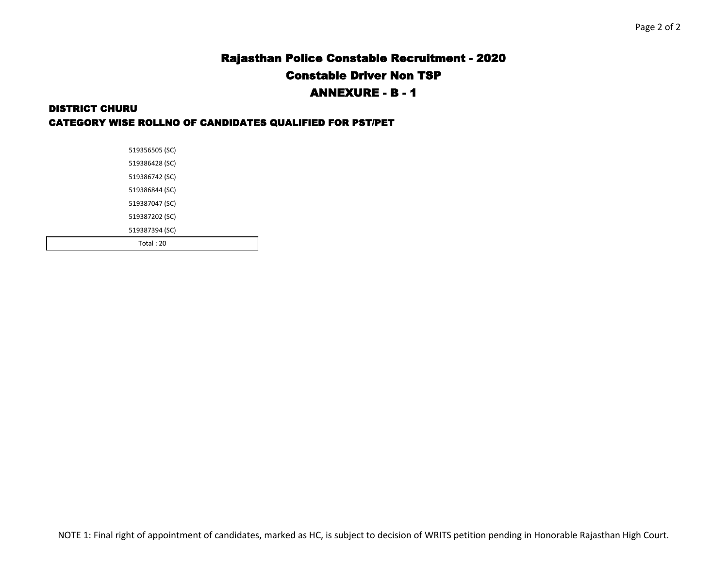# Rajasthan Police Constable Recruitment - 2020

## Constable Driver Non TSP

## ANNEXURE - B - 1

**DISTRICT CHURU**

**CATEGORY WISE ROLLNO OF CANDIDATES QUALIFIED FOR PST/PET**

| |
|---|
| 519356505 (SC) |
| 519386428 (SC) |
| 519386742 (SC) |
| 519386844 (SC) |
| 519387047 (SC) |
| 519387202 (SC) |
| 519387394 (SC) |
| Total : 20 |

NOTE 1: Final right of appointment of candidates, marked as HC, is subject to decision of WRITS petition pending in Honorable Rajasthan High Court.